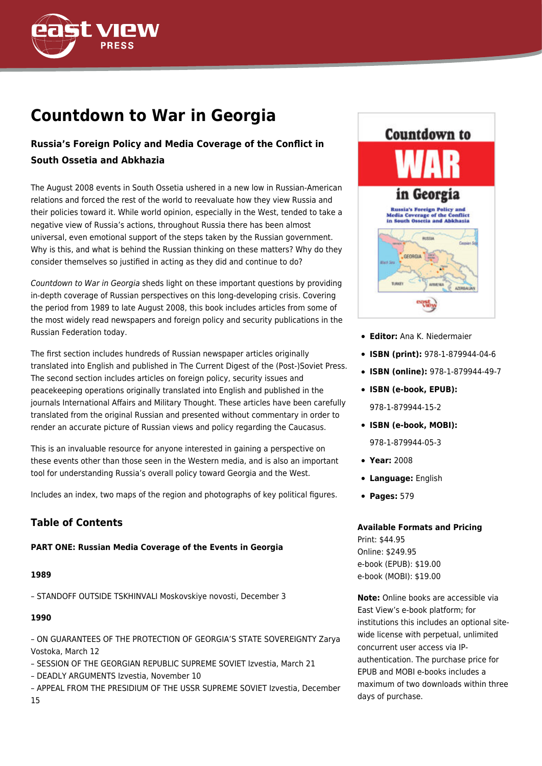# Countdown to War in Georgia

### Russia's Foreign Policy and Media Coverage of the Conflict in South Ossetia and Abkhazia

The August 2008 events in South Ossetia ushered in a new low in Russian-American relations and forced the rest of the world to reevaluate how they view Russia and their policies toward it. While world opinion, especially in the West, tended to take a negative view of Russia's actions, throughout Russia there has been almost universal, even emotional support of the steps taken by the Russian government. Why is this, and what is behind the Russian thinking on these matters? Why do they consider themselves so justified in acting as they did and continue to do?

*Countdown to War in Georgia* sheds light on these important questions by providing in-depth coverage of Russian perspectives on this long-developing crisis. Covering the period from 1989 to late August 2008, this book includes articles from some of the most widely read newspapers and foreign policy and security publications in the Russian Federation today.

The first section includes hundreds of Russian newspaper articles originally translated into English and published in The Current Digest of the (Post-)Soviet Press. The second section includes articles on foreign policy, security issues and peacekeeping operations originally translated into English and published in the journals International Affairs and Military Thought. These articles have been carefully translated from the original Russian and presented without commentary in order to render an accurate picture of Russian views and policy regarding the Caucasus.

This is an invaluable resource for anyone interested in gaining a perspective on these events other than those seen in the Western media, and is also an important tool for understanding Russia's overall policy toward Georgia and the West.

Includes an index, two maps of the region and photographs of key political figures.

- **Editor:** Ana K. Niedermaier
- **ISBN (print):** 978-1-879944-04-6
- **ISBN (online):** 978-1-879944-49-7
- **ISBN (e-book, EPUB):** 978-1-879944-15-2
- **ISBN (e-book, MOBI):** 978-1-879944-05-3
- **Year:** 2008
- **Language:** English
- **Pages:** 579

**Available Formats and Pricing**
Print: $44.95
Online: $249.95
e-book (EPUB): $19.00
e-book (MOBI): $19.00

**Note:** Online books are accessible via East View's e-book platform; for institutions this includes an optional site-wide license with perpetual, unlimited concurrent user access via IP-authentication. The purchase price for EPUB and MOBI e-books includes a maximum of two downloads within three days of purchase.

## Table of Contents

**PART ONE: Russian Media Coverage of the Events in Georgia**

**1989**

– STANDOFF OUTSIDE TSKHINVALI Moskovskiye novosti, December 3

**1990**

– ON GUARANTEES OF THE PROTECTION OF GEORGIA'S STATE SOVEREIGNTY Zarya Vostoka, March 12
– SESSION OF THE GEORGIAN REPUBLIC SUPREME SOVIET Izvestia, March 21
– DEADLY ARGUMENTS Izvestia, November 10
– APPEAL FROM THE PRESIDIUM OF THE USSR SUPREME SOVIET Izvestia, December 15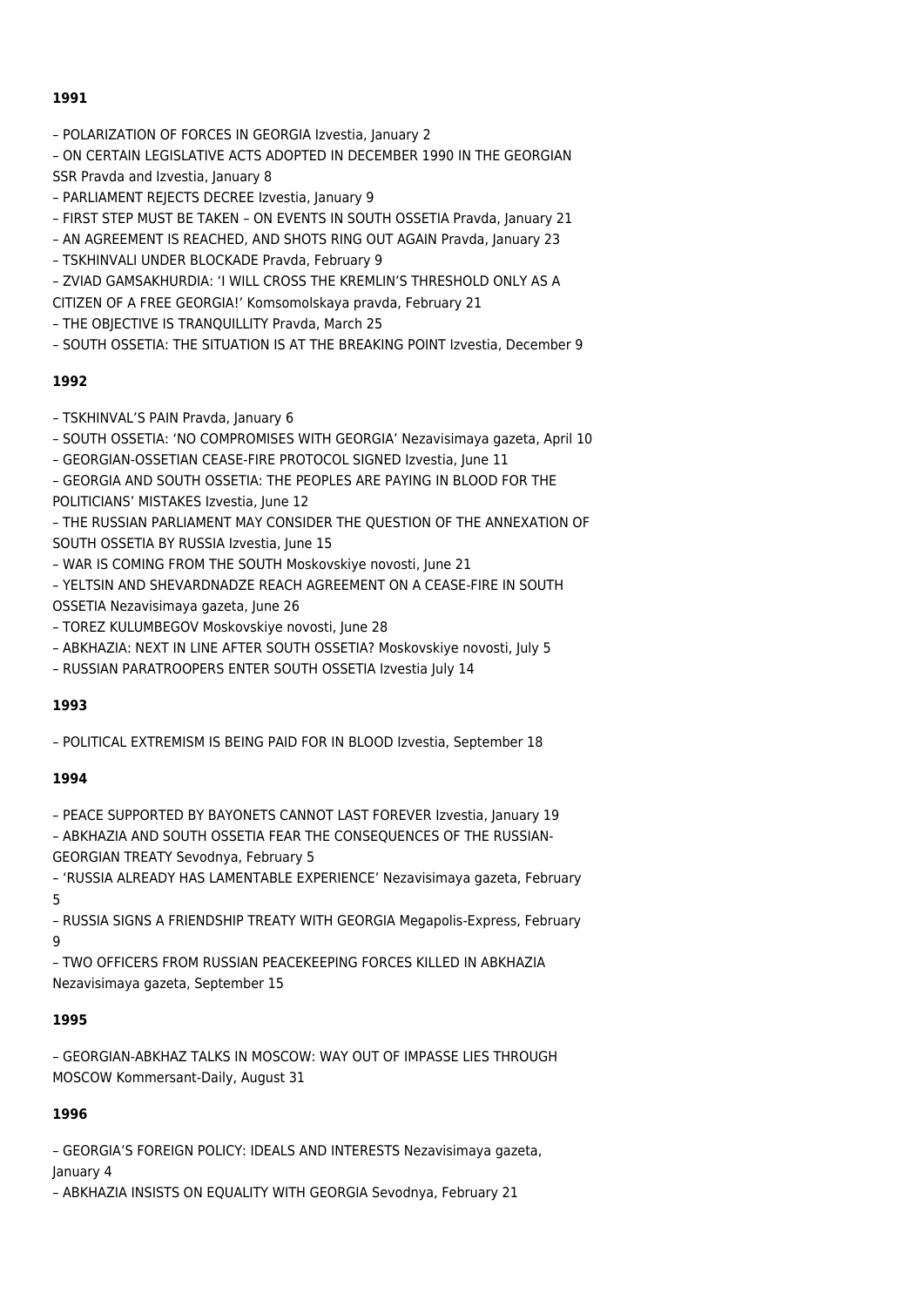**1991**

– POLARIZATION OF FORCES IN GEORGIA Izvestia, January 2

– ON CERTAIN LEGISLATIVE ACTS ADOPTED IN DECEMBER 1990 IN THE GEORGIAN SSR Pravda and Izvestia, January 8

– PARLIAMENT REJECTS DECREE Izvestia, January 9

– FIRST STEP MUST BE TAKEN – ON EVENTS IN SOUTH OSSETIA Pravda, January 21

– AN AGREEMENT IS REACHED, AND SHOTS RING OUT AGAIN Pravda, January 23

– TSKHINVALI UNDER BLOCKADE Pravda, February 9

– ZVIAD GAMSAKHURDIA: 'I WILL CROSS THE KREMLIN'S THRESHOLD ONLY AS A CITIZEN OF A FREE GEORGIA!' Komsomolskaya pravda, February 21

– THE OBJECTIVE IS TRANQUILLITY Pravda, March 25

– SOUTH OSSETIA: THE SITUATION IS AT THE BREAKING POINT Izvestia, December 9

**1992**

– TSKHINVAL'S PAIN Pravda, January 6

– SOUTH OSSETIA: 'NO COMPROMISES WITH GEORGIA' Nezavisimaya gazeta, April 10

– GEORGIAN-OSSETIAN CEASE-FIRE PROTOCOL SIGNED Izvestia, June 11

– GEORGIA AND SOUTH OSSETIA: THE PEOPLES ARE PAYING IN BLOOD FOR THE POLITICIANS' MISTAKES Izvestia, June 12

– THE RUSSIAN PARLIAMENT MAY CONSIDER THE QUESTION OF THE ANNEXATION OF SOUTH OSSETIA BY RUSSIA Izvestia, June 15

– WAR IS COMING FROM THE SOUTH Moskovskiye novosti, June 21

– YELTSIN AND SHEVARDNADZE REACH AGREEMENT ON A CEASE-FIRE IN SOUTH OSSETIA Nezavisimaya gazeta, June 26

– TOREZ KULUMBEGOV Moskovskiye novosti, June 28

– ABKHAZIA: NEXT IN LINE AFTER SOUTH OSSETIA? Moskovskiye novosti, July 5

– RUSSIAN PARATROOPERS ENTER SOUTH OSSETIA Izvestia July 14

**1993**

– POLITICAL EXTREMISM IS BEING PAID FOR IN BLOOD Izvestia, September 18

**1994**

– PEACE SUPPORTED BY BAYONETS CANNOT LAST FOREVER Izvestia, January 19

– ABKHAZIA AND SOUTH OSSETIA FEAR THE CONSEQUENCES OF THE RUSSIAN-GEORGIAN TREATY Sevodnya, February 5

– 'RUSSIA ALREADY HAS LAMENTABLE EXPERIENCE' Nezavisimaya gazeta, February 5

– RUSSIA SIGNS A FRIENDSHIP TREATY WITH GEORGIA Megapolis-Express, February 9

– TWO OFFICERS FROM RUSSIAN PEACEKEEPING FORCES KILLED IN ABKHAZIA Nezavisimaya gazeta, September 15

**1995**

– GEORGIAN-ABKHAZ TALKS IN MOSCOW: WAY OUT OF IMPASSE LIES THROUGH MOSCOW Kommersant-Daily, August 31

**1996**

– GEORGIA'S FOREIGN POLICY: IDEALS AND INTERESTS Nezavisimaya gazeta, January 4

– ABKHAZIA INSISTS ON EQUALITY WITH GEORGIA Sevodnya, February 21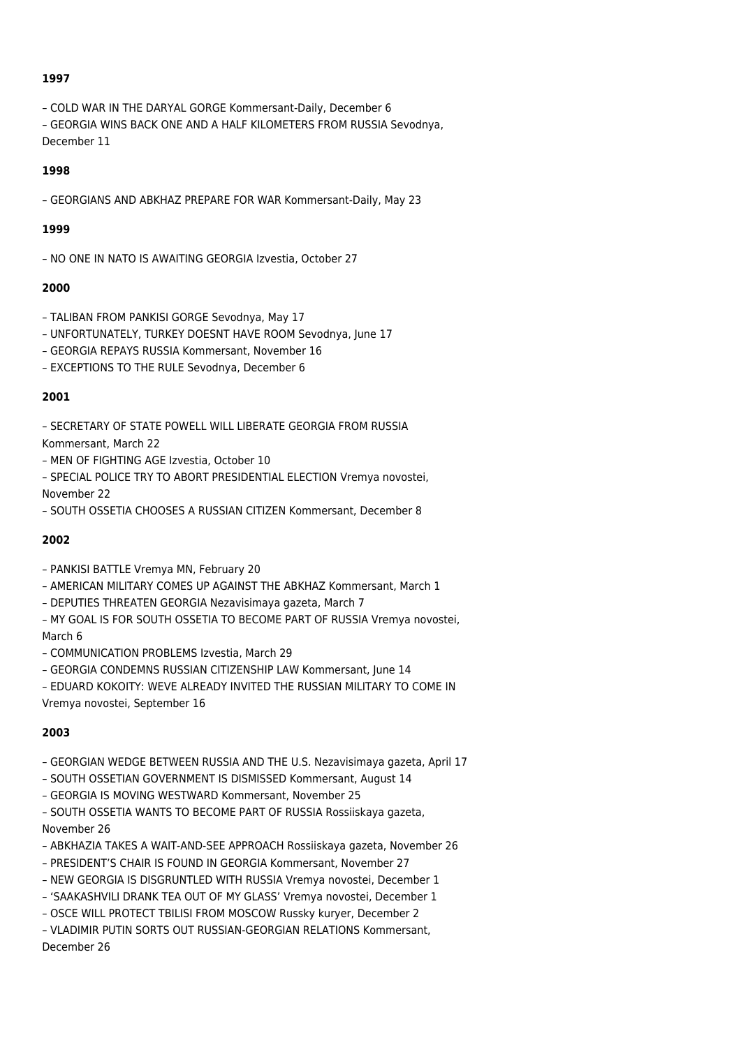**1997**

– COLD WAR IN THE DARYAL GORGE Kommersant-Daily, December 6
– GEORGIA WINS BACK ONE AND A HALF KILOMETERS FROM RUSSIA Sevodnya, December 11

**1998**

– GEORGIANS AND ABKHAZ PREPARE FOR WAR Kommersant-Daily, May 23

**1999**

– NO ONE IN NATO IS AWAITING GEORGIA Izvestia, October 27

**2000**

– TALIBAN FROM PANKISI GORGE Sevodnya, May 17
– UNFORTUNATELY, TURKEY DOESNT HAVE ROOM Sevodnya, June 17
– GEORGIA REPAYS RUSSIA Kommersant, November 16
– EXCEPTIONS TO THE RULE Sevodnya, December 6

**2001**

– SECRETARY OF STATE POWELL WILL LIBERATE GEORGIA FROM RUSSIA Kommersant, March 22
– MEN OF FIGHTING AGE Izvestia, October 10
– SPECIAL POLICE TRY TO ABORT PRESIDENTIAL ELECTION Vremya novostei, November 22
– SOUTH OSSETIA CHOOSES A RUSSIAN CITIZEN Kommersant, December 8

**2002**

– PANKISI BATTLE Vremya MN, February 20
– AMERICAN MILITARY COMES UP AGAINST THE ABKHAZ Kommersant, March 1
– DEPUTIES THREATEN GEORGIA Nezavisimaya gazeta, March 7
– MY GOAL IS FOR SOUTH OSSETIA TO BECOME PART OF RUSSIA Vremya novostei, March 6
– COMMUNICATION PROBLEMS Izvestia, March 29
– GEORGIA CONDEMNS RUSSIAN CITIZENSHIP LAW Kommersant, June 14
– EDUARD KOKOITY: WEVE ALREADY INVITED THE RUSSIAN MILITARY TO COME IN Vremya novostei, September 16

**2003**

– GEORGIAN WEDGE BETWEEN RUSSIA AND THE U.S. Nezavisimaya gazeta, April 17
– SOUTH OSSETIAN GOVERNMENT IS DISMISSED Kommersant, August 14
– GEORGIA IS MOVING WESTWARD Kommersant, November 25
– SOUTH OSSETIA WANTS TO BECOME PART OF RUSSIA Rossiiskaya gazeta, November 26
– ABKHAZIA TAKES A WAIT-AND-SEE APPROACH Rossiiskaya gazeta, November 26
– PRESIDENT’S CHAIR IS FOUND IN GEORGIA Kommersant, November 27
– NEW GEORGIA IS DISGRUNTLED WITH RUSSIA Vremya novostei, December 1
– ‘SAAKASHVILI DRANK TEA OUT OF MY GLASS’ Vremya novostei, December 1
– OSCE WILL PROTECT TBILISI FROM MOSCOW Russky kuryer, December 2
– VLADIMIR PUTIN SORTS OUT RUSSIAN-GEORGIAN RELATIONS Kommersant, December 26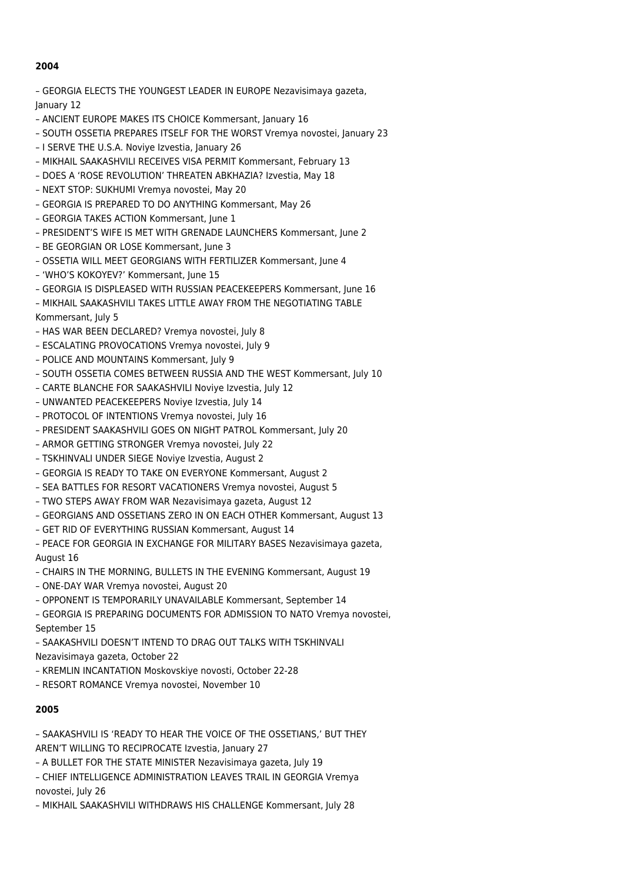**2004**

– GEORGIA ELECTS THE YOUNGEST LEADER IN EUROPE Nezavisimaya gazeta, January 12
– ANCIENT EUROPE MAKES ITS CHOICE Kommersant, January 16
– SOUTH OSSETIA PREPARES ITSELF FOR THE WORST Vremya novostei, January 23
– I SERVE THE U.S.A. Noviye Izvestia, January 26
– MIKHAIL SAAKASHVILI RECEIVES VISA PERMIT Kommersant, February 13
– DOES A 'ROSE REVOLUTION' THREATEN ABKHAZIA? Izvestia, May 18
– NEXT STOP: SUKHUMI Vremya novostei, May 20
– GEORGIA IS PREPARED TO DO ANYTHING Kommersant, May 26
– GEORGIA TAKES ACTION Kommersant, June 1
– PRESIDENT'S WIFE IS MET WITH GRENADE LAUNCHERS Kommersant, June 2
– BE GEORGIAN OR LOSE Kommersant, June 3
– OSSETIA WILL MEET GEORGIANS WITH FERTILIZER Kommersant, June 4
– 'WHO'S KOKOYEV?' Kommersant, June 15
– GEORGIA IS DISPLEASED WITH RUSSIAN PEACEKEEPERS Kommersant, June 16
– MIKHAIL SAAKASHVILI TAKES LITTLE AWAY FROM THE NEGOTIATING TABLE Kommersant, July 5
– HAS WAR BEEN DECLARED? Vremya novostei, July 8
– ESCALATING PROVOCATIONS Vremya novostei, July 9
– POLICE AND MOUNTAINS Kommersant, July 9
– SOUTH OSSETIA COMES BETWEEN RUSSIA AND THE WEST Kommersant, July 10
– CARTE BLANCHE FOR SAAKASHVILI Noviye Izvestia, July 12
– UNWANTED PEACEKEEPERS Noviye Izvestia, July 14
– PROTOCOL OF INTENTIONS Vremya novostei, July 16
– PRESIDENT SAAKASHVILI GOES ON NIGHT PATROL Kommersant, July 20
– ARMOR GETTING STRONGER Vremya novostei, July 22
– TSKHINVALI UNDER SIEGE Noviye Izvestia, August 2
– GEORGIA IS READY TO TAKE ON EVERYONE Kommersant, August 2
– SEA BATTLES FOR RESORT VACATIONERS Vremya novostei, August 5
– TWO STEPS AWAY FROM WAR Nezavisimaya gazeta, August 12
– GEORGIANS AND OSSETIANS ZERO IN ON EACH OTHER Kommersant, August 13
– GET RID OF EVERYTHING RUSSIAN Kommersant, August 14
– PEACE FOR GEORGIA IN EXCHANGE FOR MILITARY BASES Nezavisimaya gazeta, August 16
– CHAIRS IN THE MORNING, BULLETS IN THE EVENING Kommersant, August 19
– ONE-DAY WAR Vremya novostei, August 20
– OPPONENT IS TEMPORARILY UNAVAILABLE Kommersant, September 14
– GEORGIA IS PREPARING DOCUMENTS FOR ADMISSION TO NATO Vremya novostei, September 15
– SAAKASHVILI DOESN'T INTEND TO DRAG OUT TALKS WITH TSKHINVALI Nezavisimaya gazeta, October 22
– KREMLIN INCANTATION Moskovskiye novosti, October 22-28
– RESORT ROMANCE Vremya novostei, November 10

**2005**

– SAAKASHVILI IS 'READY TO HEAR THE VOICE OF THE OSSETIANS,' BUT THEY AREN'T WILLING TO RECIPROCATE Izvestia, January 27
– A BULLET FOR THE STATE MINISTER Nezavisimaya gazeta, July 19
– CHIEF INTELLIGENCE ADMINISTRATION LEAVES TRAIL IN GEORGIA Vremya novostei, July 26
– MIKHAIL SAAKASHVILI WITHDRAWS HIS CHALLENGE Kommersant, July 28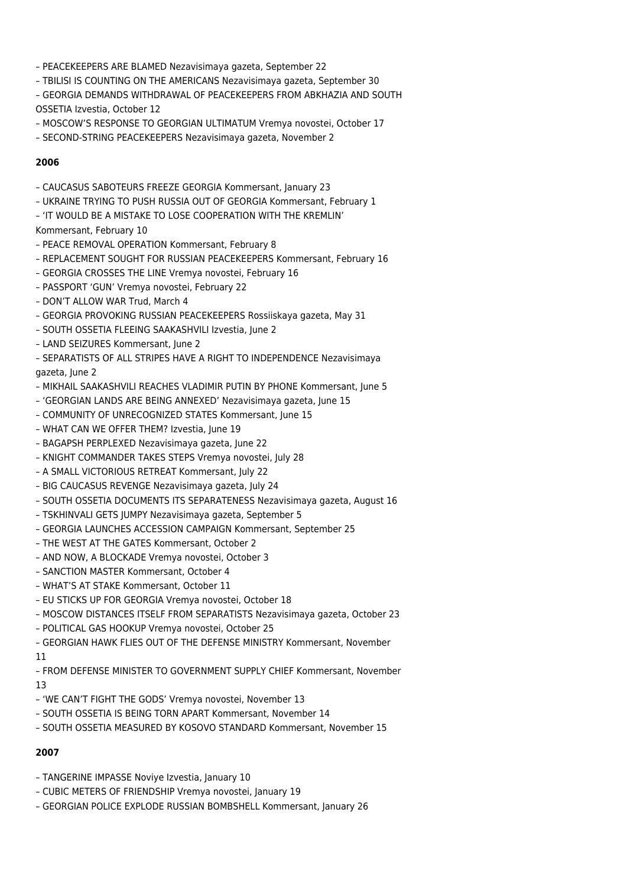– PEACEKEEPERS ARE BLAMED Nezavisimaya gazeta, September 22
– TBILISI IS COUNTING ON THE AMERICANS Nezavisimaya gazeta, September 30
– GEORGIA DEMANDS WITHDRAWAL OF PEACEKEEPERS FROM ABKHAZIA AND SOUTH OSSETIA Izvestia, October 12
– MOSCOW'S RESPONSE TO GEORGIAN ULTIMATUM Vremya novostei, October 17
– SECOND-STRING PEACEKEEPERS Nezavisimaya gazeta, November 2

**2006**

– CAUCASUS SABOTEURS FREEZE GEORGIA Kommersant, January 23
– UKRAINE TRYING TO PUSH RUSSIA OUT OF GEORGIA Kommersant, February 1
– 'IT WOULD BE A MISTAKE TO LOSE COOPERATION WITH THE KREMLIN' Kommersant, February 10
– PEACE REMOVAL OPERATION Kommersant, February 8
– REPLACEMENT SOUGHT FOR RUSSIAN PEACEKEEPERS Kommersant, February 16
– GEORGIA CROSSES THE LINE Vremya novostei, February 16
– PASSPORT 'GUN' Vremya novostei, February 22
– DON'T ALLOW WAR Trud, March 4
– GEORGIA PROVOKING RUSSIAN PEACEKEEPERS Rossiiskaya gazeta, May 31
– SOUTH OSSETIA FLEEING SAAKASHVILI Izvestia, June 2
– LAND SEIZURES Kommersant, June 2
– SEPARATISTS OF ALL STRIPES HAVE A RIGHT TO INDEPENDENCE Nezavisimaya gazeta, June 2
– MIKHAIL SAAKASHVILI REACHES VLADIMIR PUTIN BY PHONE Kommersant, June 5
– 'GEORGIAN LANDS ARE BEING ANNEXED' Nezavisimaya gazeta, June 15
– COMMUNITY OF UNRECOGNIZED STATES Kommersant, June 15
– WHAT CAN WE OFFER THEM? Izvestia, June 19
– BAGAPSH PERPLEXED Nezavisimaya gazeta, June 22
– KNIGHT COMMANDER TAKES STEPS Vremya novostei, July 28
– A SMALL VICTORIOUS RETREAT Kommersant, July 22
– BIG CAUCASUS REVENGE Nezavisimaya gazeta, July 24
– SOUTH OSSETIA DOCUMENTS ITS SEPARATENESS Nezavisimaya gazeta, August 16
– TSKHINVALI GETS JUMPY Nezavisimaya gazeta, September 5
– GEORGIA LAUNCHES ACCESSION CAMPAIGN Kommersant, September 25
– THE WEST AT THE GATES Kommersant, October 2
– AND NOW, A BLOCKADE Vremya novostei, October 3
– SANCTION MASTER Kommersant, October 4
– WHAT'S AT STAKE Kommersant, October 11
– EU STICKS UP FOR GEORGIA Vremya novostei, October 18
– MOSCOW DISTANCES ITSELF FROM SEPARATISTS Nezavisimaya gazeta, October 23
– POLITICAL GAS HOOKUP Vremya novostei, October 25
– GEORGIAN HAWK FLIES OUT OF THE DEFENSE MINISTRY Kommersant, November 11
– FROM DEFENSE MINISTER TO GOVERNMENT SUPPLY CHIEF Kommersant, November 13
– 'WE CAN'T FIGHT THE GODS' Vremya novostei, November 13
– SOUTH OSSETIA IS BEING TORN APART Kommersant, November 14
– SOUTH OSSETIA MEASURED BY KOSOVO STANDARD Kommersant, November 15

**2007**

– TANGERINE IMPASSE Noviye Izvestia, January 10
– CUBIC METERS OF FRIENDSHIP Vremya novostei, January 19
– GEORGIAN POLICE EXPLODE RUSSIAN BOMBSHELL Kommersant, January 26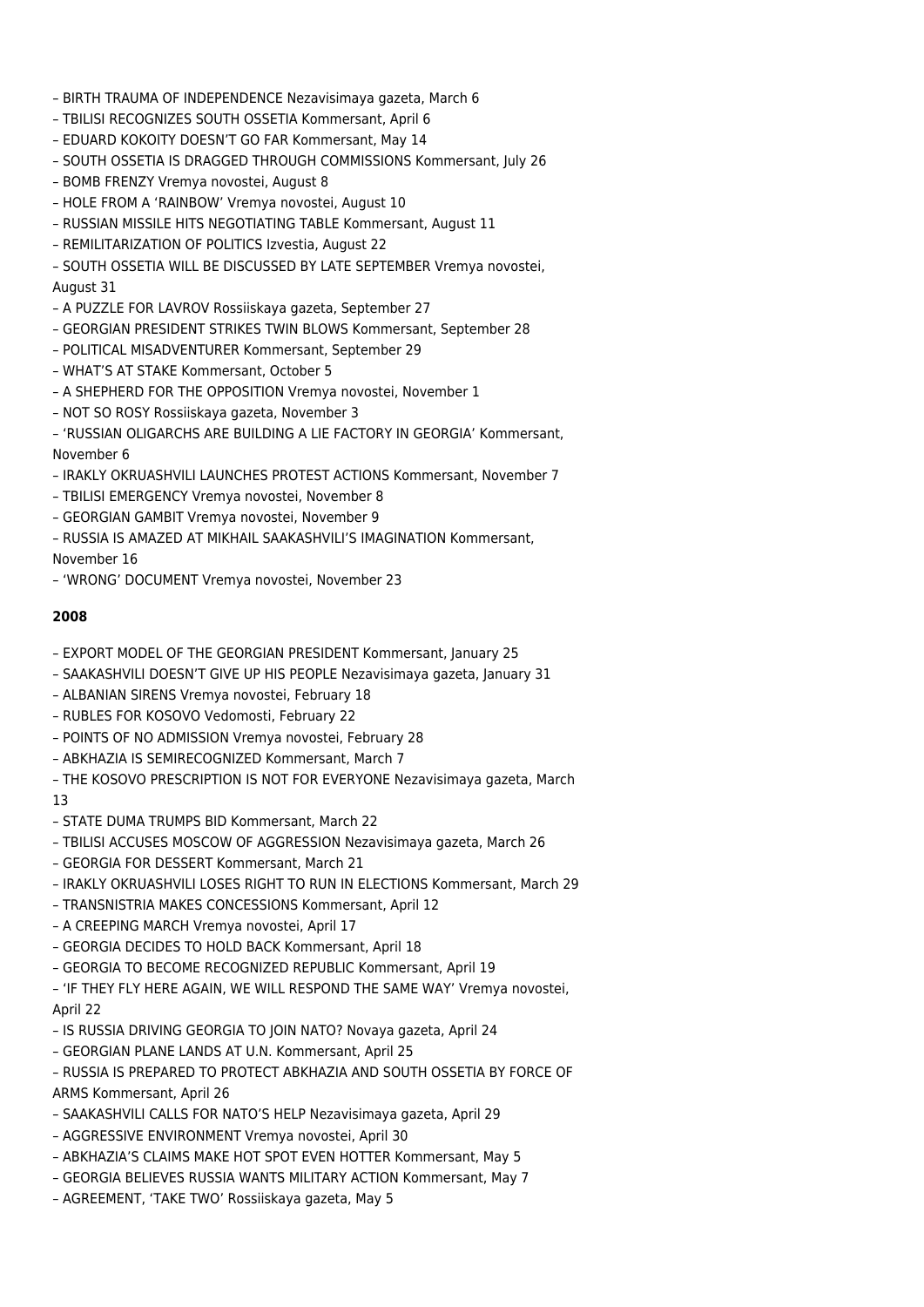– BIRTH TRAUMA OF INDEPENDENCE Nezavisimaya gazeta, March 6

– TBILISI RECOGNIZES SOUTH OSSETIA Kommersant, April 6

– EDUARD KOKOITY DOESN'T GO FAR Kommersant, May 14

– SOUTH OSSETIA IS DRAGGED THROUGH COMMISSIONS Kommersant, July 26

– BOMB FRENZY Vremya novostei, August 8

– HOLE FROM A 'RAINBOW' Vremya novostei, August 10

– RUSSIAN MISSILE HITS NEGOTIATING TABLE Kommersant, August 11

– REMILITARIZATION OF POLITICS Izvestia, August 22

– SOUTH OSSETIA WILL BE DISCUSSED BY LATE SEPTEMBER Vremya novostei, August 31

– A PUZZLE FOR LAVROV Rossiiskaya gazeta, September 27

– GEORGIAN PRESIDENT STRIKES TWIN BLOWS Kommersant, September 28

– POLITICAL MISADVENTURER Kommersant, September 29

– WHAT'S AT STAKE Kommersant, October 5

– A SHEPHERD FOR THE OPPOSITION Vremya novostei, November 1

– NOT SO ROSY Rossiiskaya gazeta, November 3

– 'RUSSIAN OLIGARCHS ARE BUILDING A LIE FACTORY IN GEORGIA' Kommersant, November 6

– IRAKLY OKRUASHVILI LAUNCHES PROTEST ACTIONS Kommersant, November 7

– TBILISI EMERGENCY Vremya novostei, November 8

– GEORGIAN GAMBIT Vremya novostei, November 9

– RUSSIA IS AMAZED AT MIKHAIL SAAKASHVILI'S IMAGINATION Kommersant, November 16

– 'WRONG' DOCUMENT Vremya novostei, November 23

**2008**

– EXPORT MODEL OF THE GEORGIAN PRESIDENT Kommersant, January 25

– SAAKASHVILI DOESN'T GIVE UP HIS PEOPLE Nezavisimaya gazeta, January 31

– ALBANIAN SIRENS Vremya novostei, February 18

– RUBLES FOR KOSOVO Vedomosti, February 22

– POINTS OF NO ADMISSION Vremya novostei, February 28

– ABKHAZIA IS SEMIRECOGNIZED Kommersant, March 7

– THE KOSOVO PRESCRIPTION IS NOT FOR EVERYONE Nezavisimaya gazeta, March 13

– STATE DUMA TRUMPS BID Kommersant, March 22

– TBILISI ACCUSES MOSCOW OF AGGRESSION Nezavisimaya gazeta, March 26

– GEORGIA FOR DESSERT Kommersant, March 21

– IRAKLY OKRUASHVILI LOSES RIGHT TO RUN IN ELECTIONS Kommersant, March 29

– TRANSNISTRIA MAKES CONCESSIONS Kommersant, April 12

– A CREEPING MARCH Vremya novostei, April 17

– GEORGIA DECIDES TO HOLD BACK Kommersant, April 18

– GEORGIA TO BECOME RECOGNIZED REPUBLIC Kommersant, April 19

– 'IF THEY FLY HERE AGAIN, WE WILL RESPOND THE SAME WAY' Vremya novostei, April 22

– IS RUSSIA DRIVING GEORGIA TO JOIN NATO? Novaya gazeta, April 24

– GEORGIAN PLANE LANDS AT U.N. Kommersant, April 25

– RUSSIA IS PREPARED TO PROTECT ABKHAZIA AND SOUTH OSSETIA BY FORCE OF ARMS Kommersant, April 26

– SAAKASHVILI CALLS FOR NATO'S HELP Nezavisimaya gazeta, April 29

– AGGRESSIVE ENVIRONMENT Vremya novostei, April 30

– ABKHAZIA'S CLAIMS MAKE HOT SPOT EVEN HOTTER Kommersant, May 5

– GEORGIA BELIEVES RUSSIA WANTS MILITARY ACTION Kommersant, May 7

– AGREEMENT, 'TAKE TWO' Rossiiskaya gazeta, May 5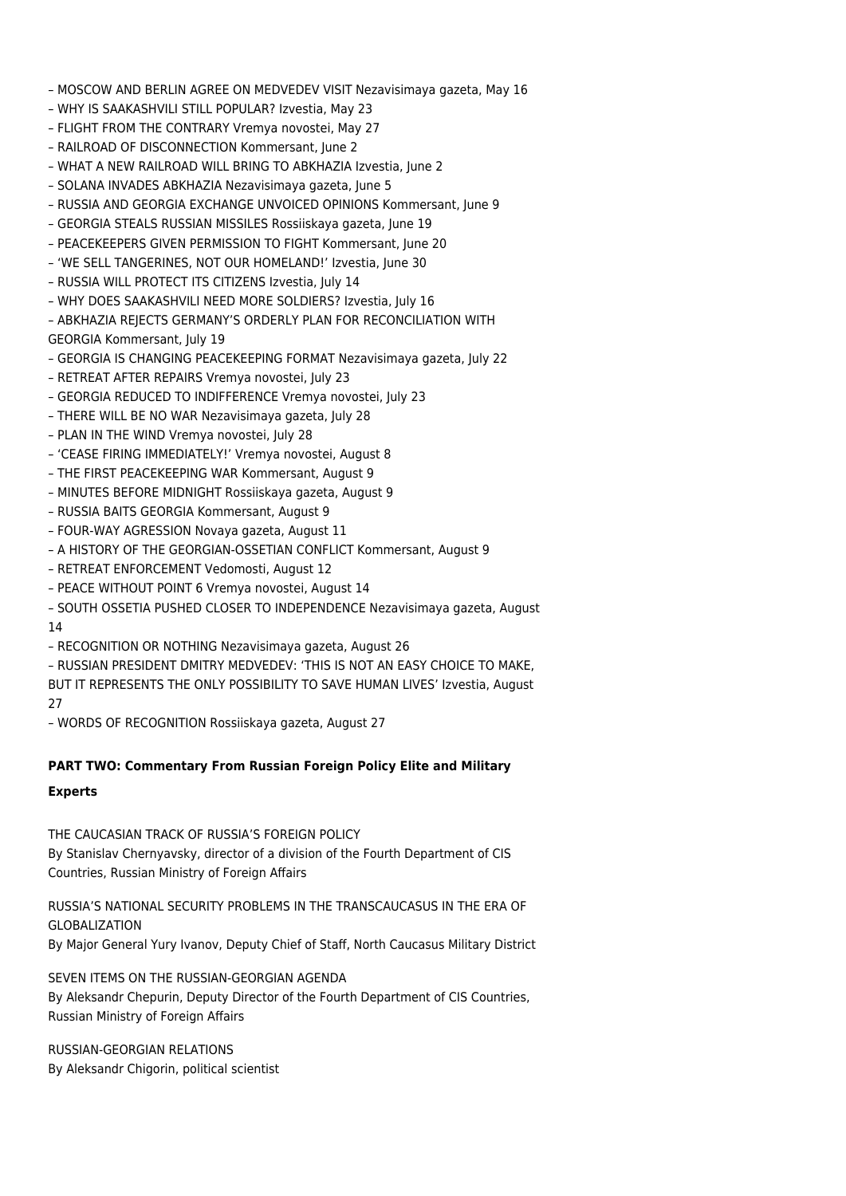– MOSCOW AND BERLIN AGREE ON MEDVEDEV VISIT Nezavisimaya gazeta, May 16

– WHY IS SAAKASHVILI STILL POPULAR? Izvestia, May 23

– FLIGHT FROM THE CONTRARY Vremya novostei, May 27

– RAILROAD OF DISCONNECTION Kommersant, June 2

– WHAT A NEW RAILROAD WILL BRING TO ABKHAZIA Izvestia, June 2

– SOLANA INVADES ABKHAZIA Nezavisimaya gazeta, June 5

– RUSSIA AND GEORGIA EXCHANGE UNVOICED OPINIONS Kommersant, June 9

– GEORGIA STEALS RUSSIAN MISSILES Rossiiskaya gazeta, June 19

– PEACEKEEPERS GIVEN PERMISSION TO FIGHT Kommersant, June 20

– 'WE SELL TANGERINES, NOT OUR HOMELAND!' Izvestia, June 30

– RUSSIA WILL PROTECT ITS CITIZENS Izvestia, July 14

– WHY DOES SAAKASHVILI NEED MORE SOLDIERS? Izvestia, July 16

– ABKHAZIA REJECTS GERMANY'S ORDERLY PLAN FOR RECONCILIATION WITH GEORGIA Kommersant, July 19

– GEORGIA IS CHANGING PEACEKEEPING FORMAT Nezavisimaya gazeta, July 22

– RETREAT AFTER REPAIRS Vremya novostei, July 23

– GEORGIA REDUCED TO INDIFFERENCE Vremya novostei, July 23

– THERE WILL BE NO WAR Nezavisimaya gazeta, July 28

– PLAN IN THE WIND Vremya novostei, July 28

– 'CEASE FIRING IMMEDIATELY!' Vremya novostei, August 8

– THE FIRST PEACEKEEPING WAR Kommersant, August 9

– MINUTES BEFORE MIDNIGHT Rossiiskaya gazeta, August 9

– RUSSIA BAITS GEORGIA Kommersant, August 9

– FOUR-WAY AGRESSION Novaya gazeta, August 11

– A HISTORY OF THE GEORGIAN-OSSETIAN CONFLICT Kommersant, August 9

– RETREAT ENFORCEMENT Vedomosti, August 12

– PEACE WITHOUT POINT 6 Vremya novostei, August 14

– SOUTH OSSETIA PUSHED CLOSER TO INDEPENDENCE Nezavisimaya gazeta, August 14

– RECOGNITION OR NOTHING Nezavisimaya gazeta, August 26

– RUSSIAN PRESIDENT DMITRY MEDVEDEV: 'THIS IS NOT AN EASY CHOICE TO MAKE, BUT IT REPRESENTS THE ONLY POSSIBILITY TO SAVE HUMAN LIVES' Izvestia, August 27

– WORDS OF RECOGNITION Rossiiskaya gazeta, August 27

**PART TWO: Commentary From Russian Foreign Policy Elite and Military Experts**

THE CAUCASIAN TRACK OF RUSSIA'S FOREIGN POLICY
By Stanislav Chernyavsky, director of a division of the Fourth Department of CIS Countries, Russian Ministry of Foreign Affairs

RUSSIA'S NATIONAL SECURITY PROBLEMS IN THE TRANSCAUCASUS IN THE ERA OF GLOBALIZATION
By Major General Yury Ivanov, Deputy Chief of Staff, North Caucasus Military District

SEVEN ITEMS ON THE RUSSIAN-GEORGIAN AGENDA
By Aleksandr Chepurin, Deputy Director of the Fourth Department of CIS Countries, Russian Ministry of Foreign Affairs

RUSSIAN-GEORGIAN RELATIONS
By Aleksandr Chigorin, political scientist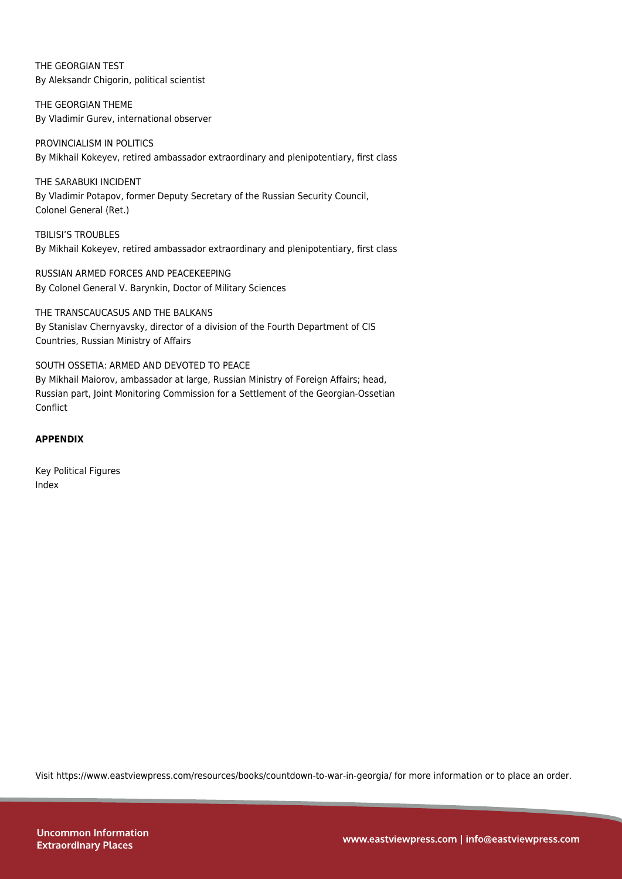THE GEORGIAN TEST
By Aleksandr Chigorin, political scientist

THE GEORGIAN THEME
By Vladimir Gurev, international observer

PROVINCIALISM IN POLITICS
By Mikhail Kokeyev, retired ambassador extraordinary and plenipotentiary, first class

THE SARABUKI INCIDENT
By Vladimir Potapov, former Deputy Secretary of the Russian Security Council, Colonel General (Ret.)

TBILISI'S TROUBLES
By Mikhail Kokeyev, retired ambassador extraordinary and plenipotentiary, first class

RUSSIAN ARMED FORCES AND PEACEKEEPING
By Colonel General V. Barynkin, Doctor of Military Sciences

THE TRANSCAUCASUS AND THE BALKANS
By Stanislav Chernyavsky, director of a division of the Fourth Department of CIS Countries, Russian Ministry of Affairs

SOUTH OSSETIA: ARMED AND DEVOTED TO PEACE
By Mikhail Maiorov, ambassador at large, Russian Ministry of Foreign Affairs; head, Russian part, Joint Monitoring Commission for a Settlement of the Georgian-Ossetian Conflict

**APPENDIX**

Key Political Figures
Index

Visit https://www.eastviewpress.com/resources/books/countdown-to-war-in-georgia/ for more information or to place an order.